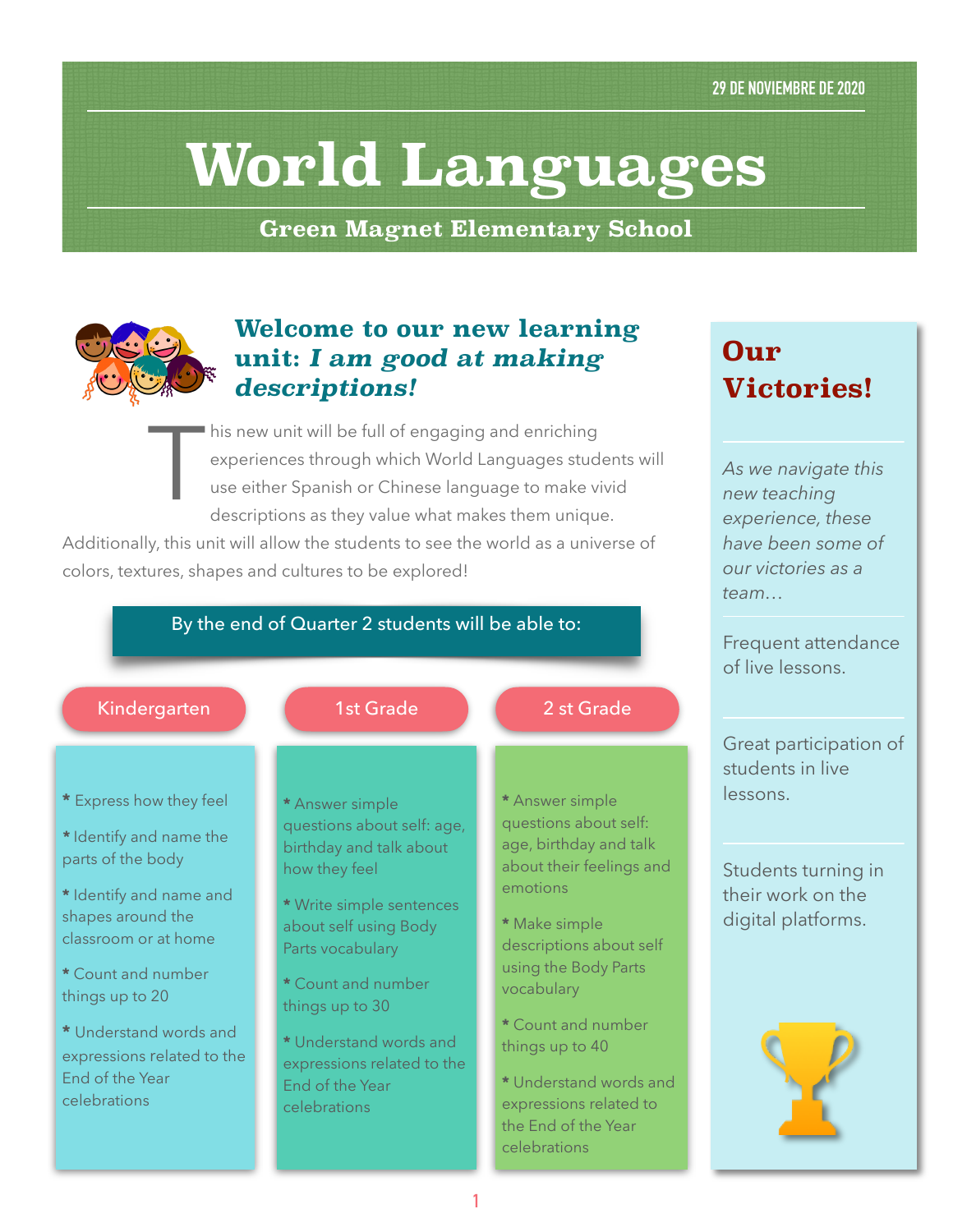29 DE NOVIEMBRE DE 2020

# World Languages

## Green Magnet Elementary School

### Welcome to our new learning unit: *I am good at making descriptions!*

This new unit will be full of engaging and enriching experiences through which World Languages students will use either Spanish or Chinese language to make vivid descriptions as they value what makes them unique. Additionally, this unit will allow the students to see the world as a universe of colors, textures, shapes and cultures to be explored!

**By the end of Quarter 2 students will be able to:**

#### Kindergarten

* Express how they feel

* Identify and name the parts of the body

* Identify and name and shapes around the classroom or at home

* Count and number things up to 20

* Understand words and expressions related to the End of the Year celebrations

#### 1st Grade

* Answer simple questions about self: age, birthday and talk about how they feel

* Write simple sentences about self using Body Parts vocabulary

* Count and number things up to 30

* Understand words and expressions related to the End of the Year celebrations

#### 2 st Grade

* Answer simple questions about self: age, birthday and talk about their feelings and emotions

* Make simple descriptions about self using the Body Parts vocabulary

* Count and number things up to 40

* Understand words and expressions related to the End of the Year celebrations

## Our Victories!

*As we navigate this new teaching experience, these have been some of our victories as a team…*

Frequent attendance of live lessons.

Great participation of students in live lessons.

Students turning in their work on the digital platforms.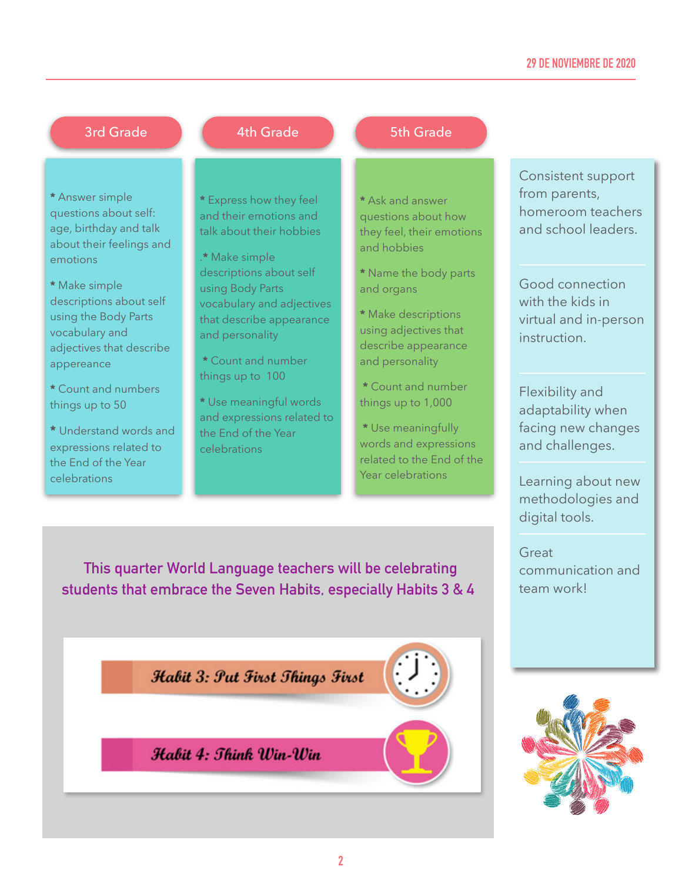## 3rd Grade

* Answer simple questions about self: age, birthday and talk about their feelings and emotions

* Make simple descriptions about self using the Body Parts vocabulary and adjectives that describe appereance

* Count and numbers things up to 50

* Understand words and expressions related to the End of the Year celebrations

## 4th Grade

* Express how they feel and their emotions and talk about their hobbies

.* Make simple descriptions about self using Body Parts vocabulary and adjectives that describe appearance and personality

* Count and number things up to 100

* Use meaningful words and expressions related to the End of the Year celebrations

## 5th Grade

* Ask and answer questions about how they feel, their emotions and hobbies

* Name the body parts and organs

* Make descriptions using adjectives that describe appearance and personality

* Count and number things up to 1,000

* Use meaningfully words and expressions related to the End of the Year celebrations

---

Consistent support from parents, homeroom teachers and school leaders.

Good connection with the kids in virtual and in-person instruction.

Flexibility and adaptability when facing new changes and challenges.

Learning about new methodologies and digital tools.

Great communication and team work!

---

**This quarter World Language teachers will be celebrating students that embrace the Seven Habits, especially Habits 3 & 4**

*Habit 3: Put First Things First*

*Habit 4: Think Win-Win*